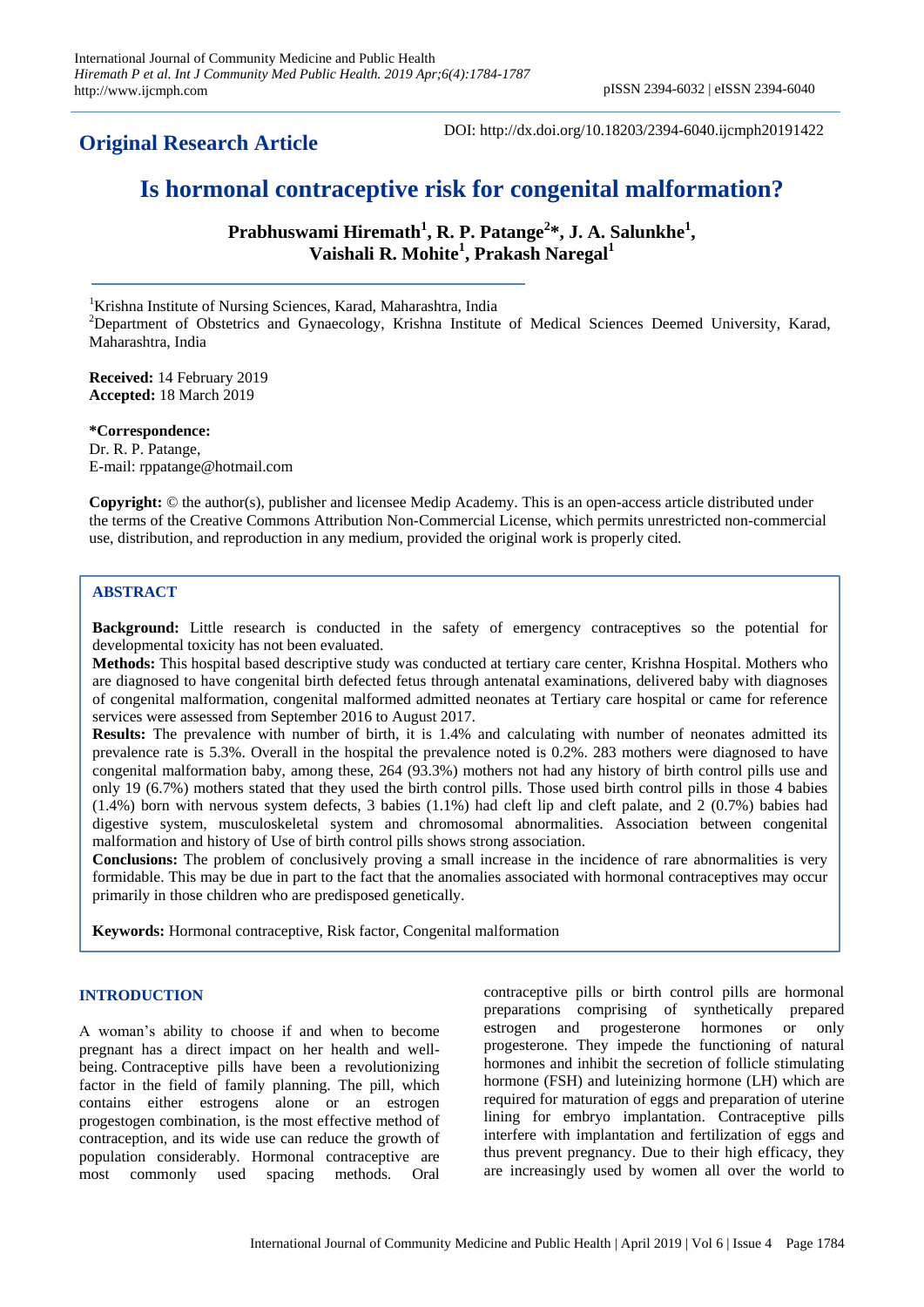## Original Research Article

DOI: http://dx.doi.org/10.18203/2394-6040.ijcmph20191422

# Is hormonal contraceptive risk for congenital malformation?

**Prabhuswami Hiremath[1], R. P. Patange[2]*, J. A. Salunkhe[1], Vaishali R. Mohite[1], Prakash Naregal[1]**

[1]Krishna Institute of Nursing Sciences, Karad, Maharashtra, India
[2]Department of Obstetrics and Gynaecology, Krishna Institute of Medical Sciences Deemed University, Karad, Maharashtra, India

**Received:** 14 February 2019
**Accepted:** 18 March 2019

**\*Correspondence:**
Dr. R. P. Patange,
E-mail: rppatange@hotmail.com

**Copyright:** © the author(s), publisher and licensee Medip Academy. This is an open-access article distributed under the terms of the Creative Commons Attribution Non-Commercial License, which permits unrestricted non-commercial use, distribution, and reproduction in any medium, provided the original work is properly cited.

### ABSTRACT

**Background:** Little research is conducted in the safety of emergency contraceptives so the potential for developmental toxicity has not been evaluated.

**Methods:** This hospital based descriptive study was conducted at tertiary care center, Krishna Hospital. Mothers who are diagnosed to have congenital birth defected fetus through antenatal examinations, delivered baby with diagnoses of congenital malformation, congenital malformed admitted neonates at Tertiary care hospital or came for reference services were assessed from September 2016 to August 2017.

**Results:** The prevalence with number of birth, it is 1.4% and calculating with number of neonates admitted its prevalence rate is 5.3%. Overall in the hospital the prevalence noted is 0.2%. 283 mothers were diagnosed to have congenital malformation baby, among these, 264 (93.3%) mothers not had any history of birth control pills use and only 19 (6.7%) mothers stated that they used the birth control pills. Those used birth control pills in those 4 babies (1.4%) born with nervous system defects, 3 babies (1.1%) had cleft lip and cleft palate, and 2 (0.7%) babies had digestive system, musculoskeletal system and chromosomal abnormalities. Association between congenital malformation and history of Use of birth control pills shows strong association.

**Conclusions:** The problem of conclusively proving a small increase in the incidence of rare abnormalities is very formidable. This may be due in part to the fact that the anomalies associated with hormonal contraceptives may occur primarily in those children who are predisposed genetically.

**Keywords:** Hormonal contraceptive, Risk factor, Congenital malformation

### INTRODUCTION

A woman's ability to choose if and when to become pregnant has a direct impact on her health and well-being. Contraceptive pills have been a revolutionizing factor in the field of family planning. The pill, which contains either estrogens alone or an estrogen progestogen combination, is the most effective method of contraception, and its wide use can reduce the growth of population considerably. Hormonal contraceptive are most commonly used spacing methods. Oral contraceptive pills or birth control pills are hormonal preparations comprising of synthetically prepared estrogen and progesterone hormones or only progesterone. They impede the functioning of natural hormones and inhibit the secretion of follicle stimulating hormone (FSH) and luteinizing hormone (LH) which are required for maturation of eggs and preparation of uterine lining for embryo implantation. Contraceptive pills interfere with implantation and fertilization of eggs and thus prevent pregnancy. Due to their high efficacy, they are increasingly used by women all over the world to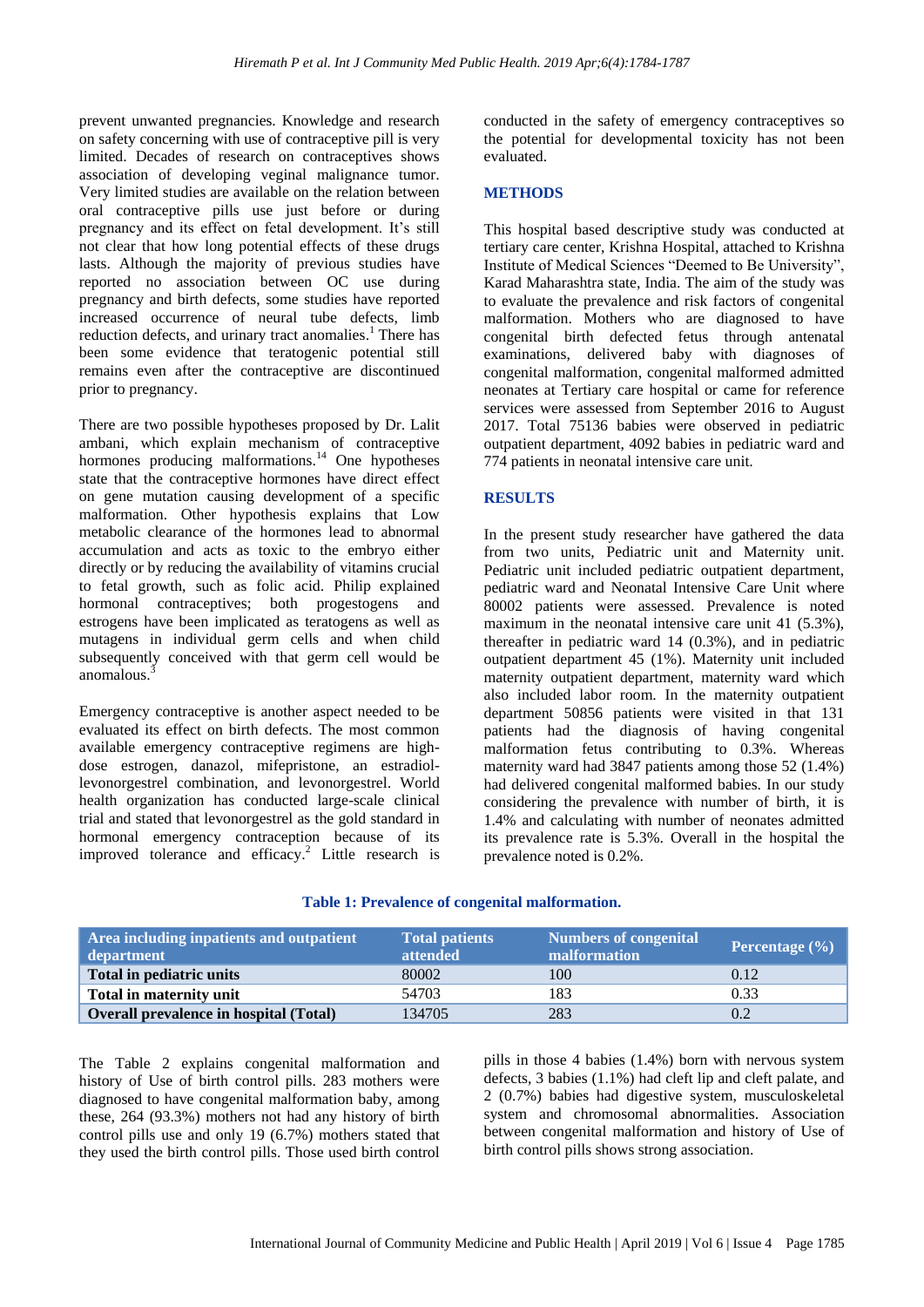prevent unwanted pregnancies. Knowledge and research on safety concerning with use of contraceptive pill is very limited. Decades of research on contraceptives shows association of developing veginal malignance tumor. Very limited studies are available on the relation between oral contraceptive pills use just before or during pregnancy and its effect on fetal development. It's still not clear that how long potential effects of these drugs lasts. Although the majority of previous studies have reported no association between OC use during pregnancy and birth defects, some studies have reported increased occurrence of neural tube defects, limb reduction defects, and urinary tract anomalies.[1] There has been some evidence that teratogenic potential still remains even after the contraceptive are discontinued prior to pregnancy.

There are two possible hypotheses proposed by Dr. Lalit ambani, which explain mechanism of contraceptive hormones producing malformations.[14] One hypotheses state that the contraceptive hormones have direct effect on gene mutation causing development of a specific malformation. Other hypothesis explains that Low metabolic clearance of the hormones lead to abnormal accumulation and acts as toxic to the embryo either directly or by reducing the availability of vitamins crucial to fetal growth, such as folic acid. Philip explained hormonal contraceptives; both progestogens and estrogens have been implicated as teratogens as well as mutagens in individual germ cells and when child subsequently conceived with that germ cell would be anomalous.[3]

Emergency contraceptive is another aspect needed to be evaluated its effect on birth defects. The most common available emergency contraceptive regimens are high-dose estrogen, danazol, mifepristone, an estradiol-levonorgestrel combination, and levonorgestrel. World health organization has conducted large-scale clinical trial and stated that levonorgestrel as the gold standard in hormonal emergency contraception because of its improved tolerance and efficacy.[2] Little research is conducted in the safety of emergency contraceptives so the potential for developmental toxicity has not been evaluated.

## METHODS

This hospital based descriptive study was conducted at tertiary care center, Krishna Hospital, attached to Krishna Institute of Medical Sciences "Deemed to Be University", Karad Maharashtra state, India. The aim of the study was to evaluate the prevalence and risk factors of congenital malformation. Mothers who are diagnosed to have congenital birth defected fetus through antenatal examinations, delivered baby with diagnoses of congenital malformation, congenital malformed admitted neonates at Tertiary care hospital or came for reference services were assessed from September 2016 to August 2017. Total 75136 babies were observed in pediatric outpatient department, 4092 babies in pediatric ward and 774 patients in neonatal intensive care unit.

## RESULTS

In the present study researcher have gathered the data from two units, Pediatric unit and Maternity unit. Pediatric unit included pediatric outpatient department, pediatric ward and Neonatal Intensive Care Unit where 80002 patients were assessed. Prevalence is noted maximum in the neonatal intensive care unit 41 (5.3%), thereafter in pediatric ward 14 (0.3%), and in pediatric outpatient department 45 (1%). Maternity unit included maternity outpatient department, maternity ward which also included labor room. In the maternity outpatient department 50856 patients were visited in that 131 patients had the diagnosis of having congenital malformation fetus contributing to 0.3%. Whereas maternity ward had 3847 patients among those 52 (1.4%) had delivered congenital malformed babies. In our study considering the prevalence with number of birth, it is 1.4% and calculating with number of neonates admitted its prevalence rate is 5.3%. Overall in the hospital the prevalence noted is 0.2%.

**Table 1: Prevalence of congenital malformation.**

| Area including inpatients and outpatient department | Total patients attended | Numbers of congenital malformation | Percentage (%) |
|---|---|---|---|
| **Total in pediatric units** | 80002 | 100 | 0.12 |
| **Total in maternity unit** | 54703 | 183 | 0.33 |
| **Overall prevalence in hospital (Total)** | 134705 | 283 | 0.2 |

The Table 2 explains congenital malformation and history of Use of birth control pills. 283 mothers were diagnosed to have congenital malformation baby, among these, 264 (93.3%) mothers not had any history of birth control pills use and only 19 (6.7%) mothers stated that they used the birth control pills. Those used birth control pills in those 4 babies (1.4%) born with nervous system defects, 3 babies (1.1%) had cleft lip and cleft palate, and 2 (0.7%) babies had digestive system, musculoskeletal system and chromosomal abnormalities. Association between congenital malformation and history of Use of birth control pills shows strong association.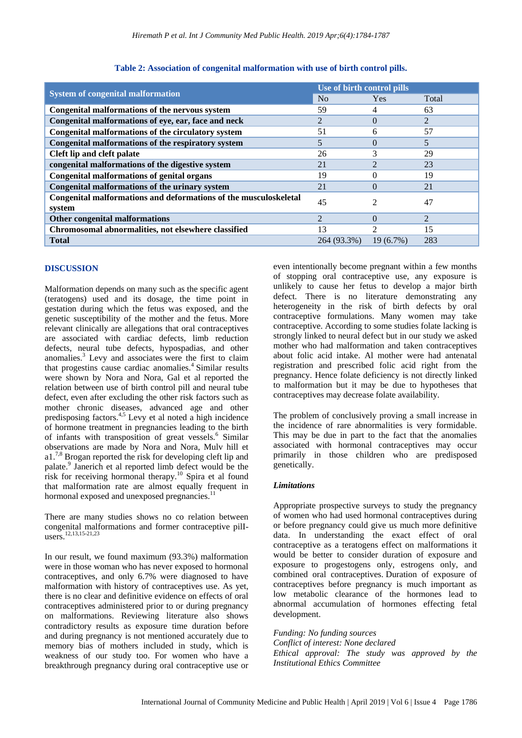**Table 2: Association of congenital malformation with use of birth control pills.**

| System of congenital malformation | Use of birth control pills | | |
|---|---|---|---|
| | No | Yes | Total |
| **Congenital malformations of the nervous system** | 59 | 4 | 63 |
| **Congenital malformations of eye, ear, face and neck** | 2 | 0 | 2 |
| **Congenital malformations of the circulatory system** | 51 | 6 | 57 |
| **Congenital malformations of the respiratory system** | 5 | 0 | 5 |
| **Cleft lip and cleft palate** | 26 | 3 | 29 |
| **congenital malformations of the digestive system** | 21 | 2 | 23 |
| **Congenital malformations of genital organs** | 19 | 0 | 19 |
| **Congenital malformations of the urinary system** | 21 | 0 | 21 |
| **Congenital malformations and deformations of the musculoskeletal system** | 45 | 2 | 47 |
| **Other congenital malformations** | 2 | 0 | 2 |
| **Chromosomal abnormalities, not elsewhere classified** | 13 | 2 | 15 |
| **Total** | 264 (93.3%) | 19 (6.7%) | 283 |

## DISCUSSION

Malformation depends on many such as the specific agent (teratogens) used and its dosage, the time point in gestation during which the fetus was exposed, and the genetic susceptibility of the mother and the fetus. More relevant clinically are allegations that oral contraceptives are associated with cardiac defects, limb reduction defects, neural tube defects, hypospadias, and other anomalies.[3] Levy and associates were the first to claim that progestins cause cardiac anomalies.[4] Similar results were shown by Nora and Nora, Gal et al reported the relation between use of birth control pill and neural tube defect, even after excluding the other risk factors such as mother chronic diseases, advanced age and other predisposing factors.[4,5] Levy et al noted a high incidence of hormone treatment in pregnancies leading to the birth of infants with transposition of great vessels.[6] Similar observations are made by Nora and Nora, Mulv hill et a1.[7,8] Brogan reported the risk for developing cleft lip and palate.[9] Janerich et al reported limb defect would be the risk for receiving hormonal therapy.[10] Spira et al found that malformation rate are almost equally frequent in hormonal exposed and unexposed pregnancies.[11]

There are many studies shows no co relation between congenital malformations and former contraceptive pill-users.[12,13,15-21,23]

In our result, we found maximum (93.3%) malformation were in those woman who has never exposed to hormonal contraceptives, and only 6.7% were diagnosed to have malformation with history of contraceptives use. As yet, there is no clear and definitive evidence on effects of oral contraceptives administered prior to or during pregnancy on malformations. Reviewing literature also shows contradictory results as exposure time duration before and during pregnancy is not mentioned accurately due to memory bias of mothers included in study, which is weakness of our study too. For women who have a breakthrough pregnancy during oral contraceptive use or even intentionally become pregnant within a few months of stopping oral contraceptive use, any exposure is unlikely to cause her fetus to develop a major birth defect. There is no literature demonstrating any heterogeneity in the risk of birth defects by oral contraceptive formulations. Many women may take contraceptive. According to some studies folate lacking is strongly linked to neural defect but in our study we asked mother who had malformation and taken contraceptives about folic acid intake. Al mother were had antenatal registration and prescribed folic acid right from the pregnancy. Hence folate deficiency is not directly linked to malformation but it may be due to hypotheses that contraceptives may decrease folate availability.

The problem of conclusively proving a small increase in the incidence of rare abnormalities is very formidable. This may be due in part to the fact that the anomalies associated with hormonal contraceptives may occur primarily in those children who are predisposed genetically.

### *Limitations*

Appropriate prospective surveys to study the pregnancy of women who had used hormonal contraceptives during or before pregnancy could give us much more definitive data. In understanding the exact effect of oral contraceptive as a teratogens effect on malformations it would be better to consider duration of exposure and exposure to progestogens only, estrogens only, and combined oral contraceptives. Duration of exposure of contraceptives before pregnancy is much important as low metabolic clearance of the hormones lead to abnormal accumulation of hormones effecting fetal development.

*Funding: No funding sources*
*Conflict of interest: None declared*
*Ethical approval: The study was approved by the Institutional Ethics Committee*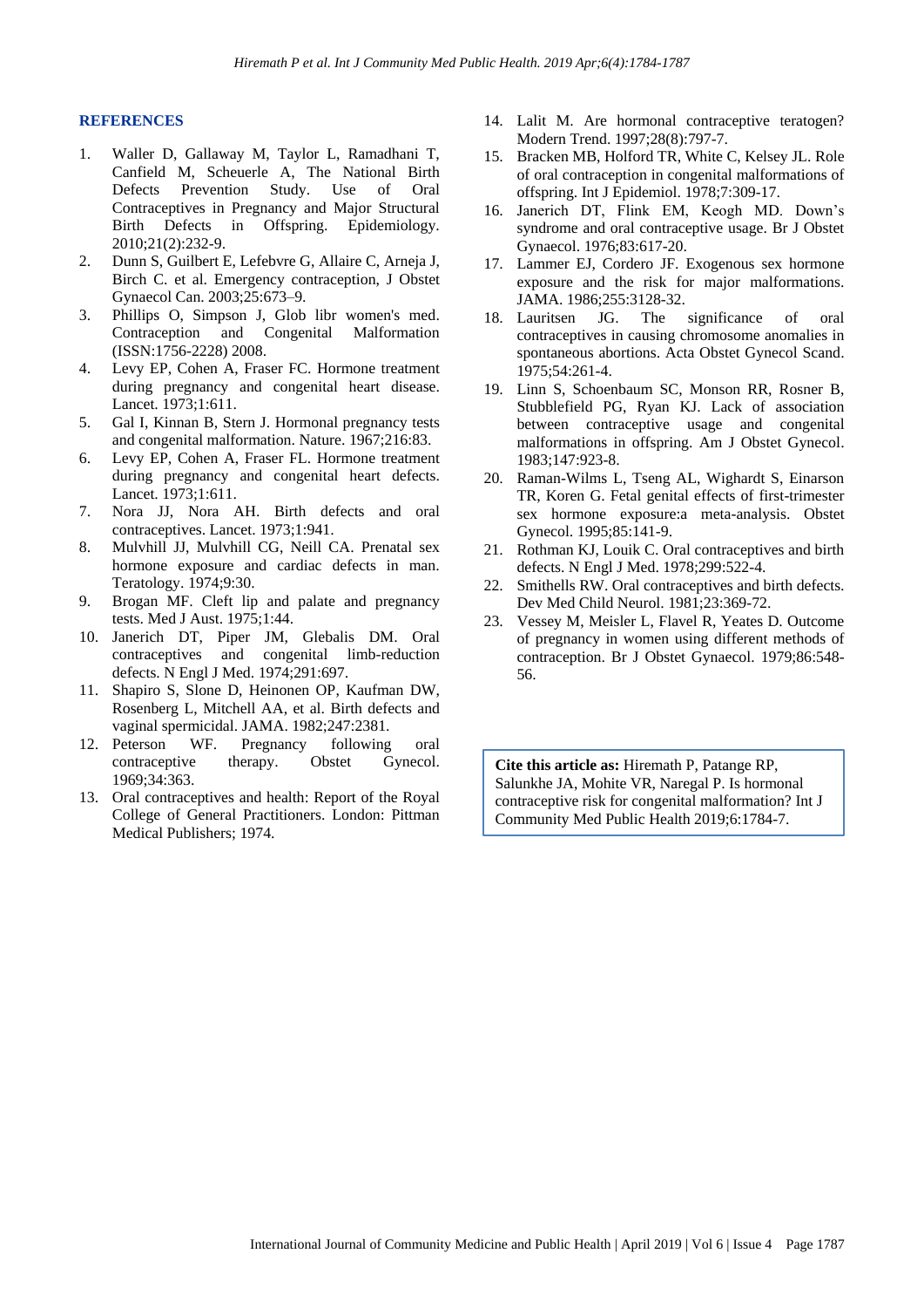## REFERENCES

1. Waller D, Gallaway M, Taylor L, Ramadhani T, Canfield M, Scheuerle A, The National Birth Defects Prevention Study. Use of Oral Contraceptives in Pregnancy and Major Structural Birth Defects in Offspring. Epidemiology. 2010;21(2):232-9.
2. Dunn S, Guilbert E, Lefebvre G, Allaire C, Arneja J, Birch C. et al. Emergency contraception, J Obstet Gynaecol Can. 2003;25:673–9.
3. Phillips O, Simpson J, Glob libr women's med. Contraception and Congenital Malformation (ISSN:1756-2228) 2008.
4. Levy EP, Cohen A, Fraser FC. Hormone treatment during pregnancy and congenital heart disease. Lancet. 1973;1:611.
5. Gal I, Kinnan B, Stern J. Hormonal pregnancy tests and congenital malformation. Nature. 1967;216:83.
6. Levy EP, Cohen A, Fraser FL. Hormone treatment during pregnancy and congenital heart defects. Lancet. 1973;1:611.
7. Nora JJ, Nora AH. Birth defects and oral contraceptives. Lancet. 1973;1:941.
8. Mulvhill JJ, Mulvhill CG, Neill CA. Prenatal sex hormone exposure and cardiac defects in man. Teratology. 1974;9:30.
9. Brogan MF. Cleft lip and palate and pregnancy tests. Med J Aust. 1975;1:44.
10. Janerich DT, Piper JM, Glebalis DM. Oral contraceptives and congenital limb-reduction defects. N Engl J Med. 1974;291:697.
11. Shapiro S, Slone D, Heinonen OP, Kaufman DW, Rosenberg L, Mitchell AA, et al. Birth defects and vaginal spermicidal. JAMA. 1982;247:2381.
12. Peterson WF. Pregnancy following oral contraceptive therapy. Obstet Gynecol. 1969;34:363.
13. Oral contraceptives and health: Report of the Royal College of General Practitioners. London: Pittman Medical Publishers; 1974.
14. Lalit M. Are hormonal contraceptive teratogen? Modern Trend. 1997;28(8):797-7.
15. Bracken MB, Holford TR, White C, Kelsey JL. Role of oral contraception in congenital malformations of offspring. Int J Epidemiol. 1978;7:309-17.
16. Janerich DT, Flink EM, Keogh MD. Down's syndrome and oral contraceptive usage. Br J Obstet Gynaecol. 1976;83:617-20.
17. Lammer EJ, Cordero JF. Exogenous sex hormone exposure and the risk for major malformations. JAMA. 1986;255:3128-32.
18. Lauritsen JG. The significance of oral contraceptives in causing chromosome anomalies in spontaneous abortions. Acta Obstet Gynecol Scand. 1975;54:261-4.
19. Linn S, Schoenbaum SC, Monson RR, Rosner B, Stubblefield PG, Ryan KJ. Lack of association between contraceptive usage and congenital malformations in offspring. Am J Obstet Gynecol. 1983;147:923-8.
20. Raman-Wilms L, Tseng AL, Wighardt S, Einarson TR, Koren G. Fetal genital effects of first-trimester sex hormone exposure:a meta-analysis. Obstet Gynecol. 1995;85:141-9.
21. Rothman KJ, Louik C. Oral contraceptives and birth defects. N Engl J Med. 1978;299:522-4.
22. Smithells RW. Oral contraceptives and birth defects. Dev Med Child Neurol. 1981;23:369-72.
23. Vessey M, Meisler L, Flavel R, Yeates D. Outcome of pregnancy in women using different methods of contraception. Br J Obstet Gynaecol. 1979;86:548-56.

**Cite this article as:** Hiremath P, Patange RP, Salunkhe JA, Mohite VR, Naregal P. Is hormonal contraceptive risk for congenital malformation? Int J Community Med Public Health 2019;6:1784-7.